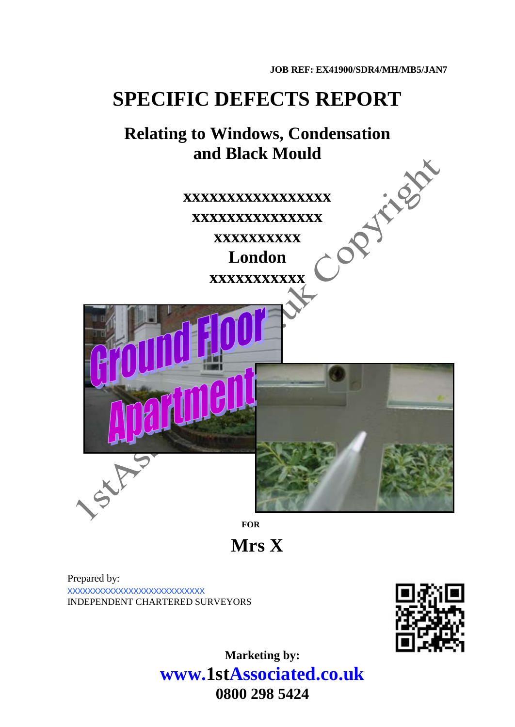**JOB REF: EX41900/SDR4/MH/MB5/JAN7**

# SPECIFIC DEFECTS REPORT

## Relating to Windows, Condensation and Black Mould

**xxxxxxxxxxxxxxxxx**

**xxxxxxxxxxxxxxx**

**xxxxxxxxxx**

**London**

**xxxxxxxxxxx**

**FOR**

**Mrs X**

Prepared by:
xxxxxxxxxxxxxxxxxxxxxxxxxxx
INDEPENDENT CHARTERED SURVEYORS

**Marketing by:**

**www.1stAssociated.co.uk**

**0800 298 5424**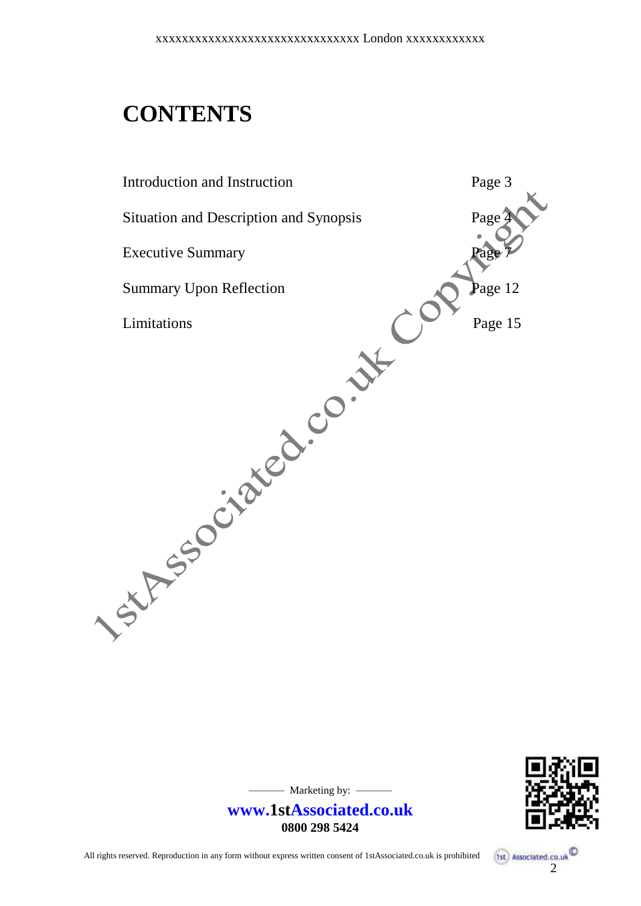# CONTENTS

| | |
|---|---|
| Introduction and Instruction | Page 3 |
| Situation and Description and Synopsis | Page 4 |
| Executive Summary | Page 7 |
| Summary Upon Reflection | Page 12 |
| Limitations | Page 15 |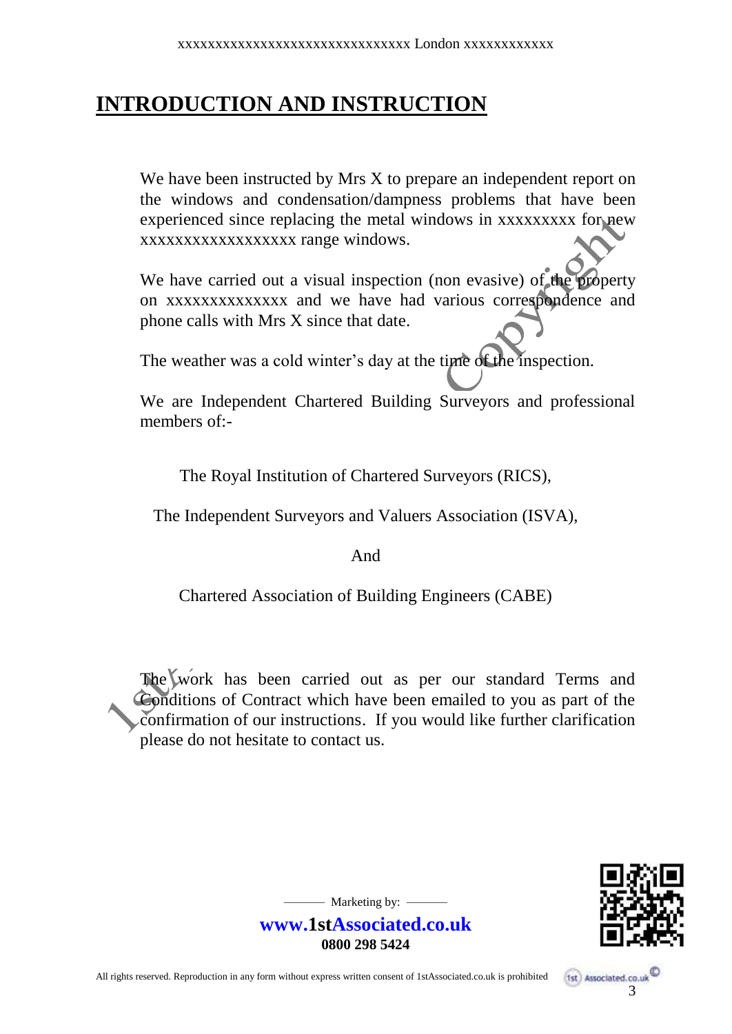# INTRODUCTION AND INSTRUCTION

We have been instructed by Mrs X to prepare an independent report on the windows and condensation/dampness problems that have been experienced since replacing the metal windows in xxxxxxxxx for new xxxxxxxxxxxxxxxxxx range windows.

We have carried out a visual inspection (non evasive) of the property on xxxxxxxxxxxxxxx and we have had various correspondence and phone calls with Mrs X since that date.

The weather was a cold winter's day at the time of the inspection.

We are Independent Chartered Building Surveyors and professional members of:-

The Royal Institution of Chartered Surveyors (RICS),

The Independent Surveyors and Valuers Association (ISVA),

And

Chartered Association of Building Engineers (CABE)

The work has been carried out as per our standard Terms and Conditions of Contract which have been emailed to you as part of the confirmation of our instructions. If you would like further clarification please do not hesitate to contact us.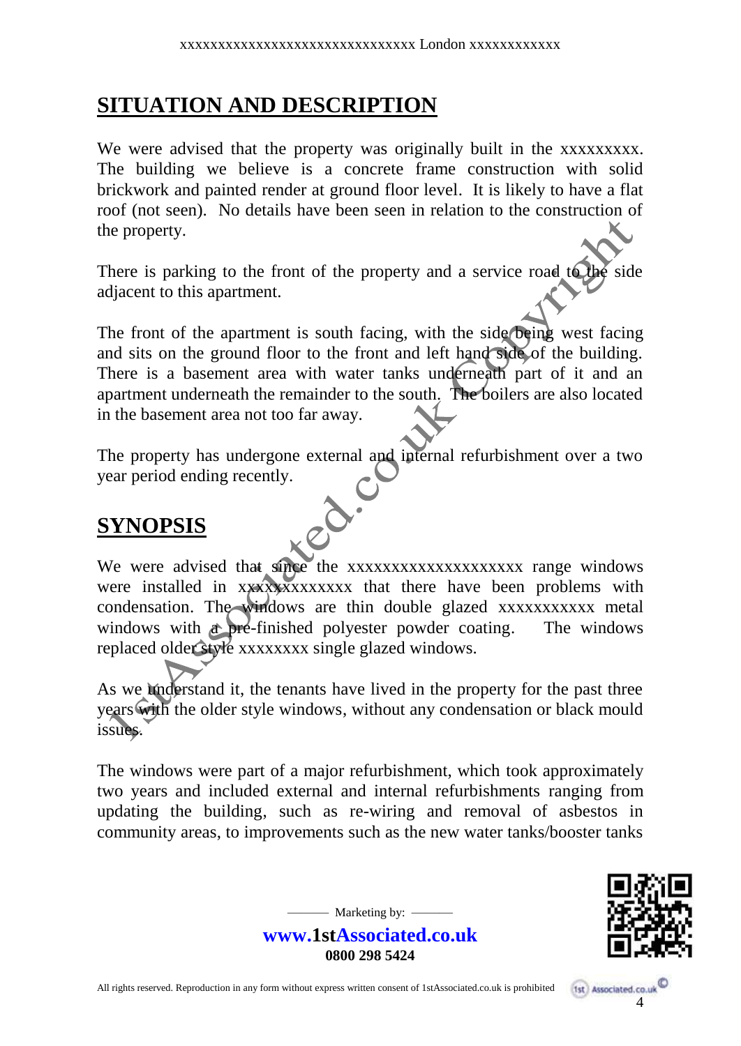## SITUATION AND DESCRIPTION

We were advised that the property was originally built in the xxxxxxxxx. The building we believe is a concrete frame construction with solid brickwork and painted render at ground floor level. It is likely to have a flat roof (not seen). No details have been seen in relation to the construction of the property.

There is parking to the front of the property and a service road to the side adjacent to this apartment.

The front of the apartment is south facing, with the side being west facing and sits on the ground floor to the front and left hand side of the building. There is a basement area with water tanks underneath part of it and an apartment underneath the remainder to the south. The boilers are also located in the basement area not too far away.

The property has undergone external and internal refurbishment over a two year period ending recently.

## SYNOPSIS

We were advised that since the xxxxxxxxxxxxxxxxxxxx range windows were installed in xxxxxxxxxxxxx that there have been problems with condensation. The windows are thin double glazed xxxxxxxxxxx metal windows with a pre-finished polyester powder coating. The windows replaced older style xxxxxxxx single glazed windows.

As we understand it, the tenants have lived in the property for the past three years with the older style windows, without any condensation or black mould issues.

The windows were part of a major refurbishment, which took approximately two years and included external and internal refurbishments ranging from updating the building, such as re-wiring and removal of asbestos in community areas, to improvements such as the new water tanks/booster tanks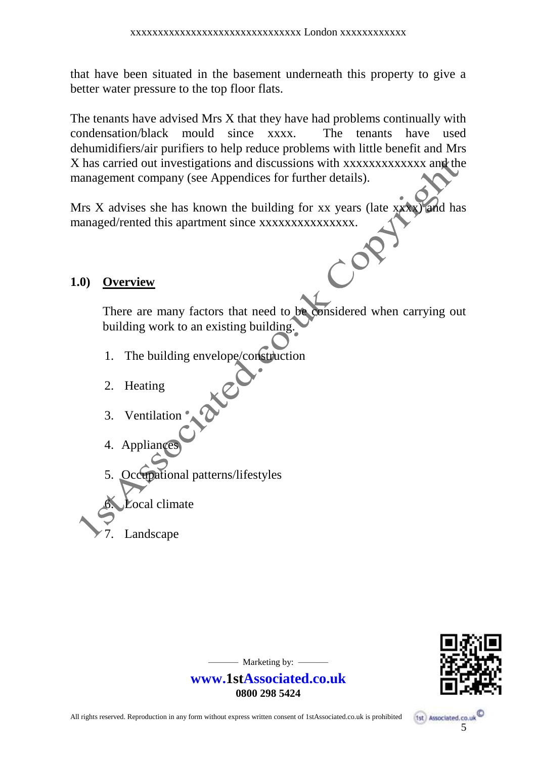that have been situated in the basement underneath this property to give a better water pressure to the top floor flats.

The tenants have advised Mrs X that they have had problems continually with condensation/black mould since xxxx. The tenants have used dehumidifiers/air purifiers to help reduce problems with little benefit and Mrs X has carried out investigations and discussions with xxxxxxxxxxxxx and the management company (see Appendices for further details).

Mrs X advises she has known the building for xx years (late xxxx) and has managed/rented this apartment since xxxxxxxxxxxxxxx.

## 1.0) Overview

There are many factors that need to be considered when carrying out building work to an existing building.

1. The building envelope/construction
2. Heating
3. Ventilation
4. Appliances
5. Occupational patterns/lifestyles
6. Local climate
7. Landscape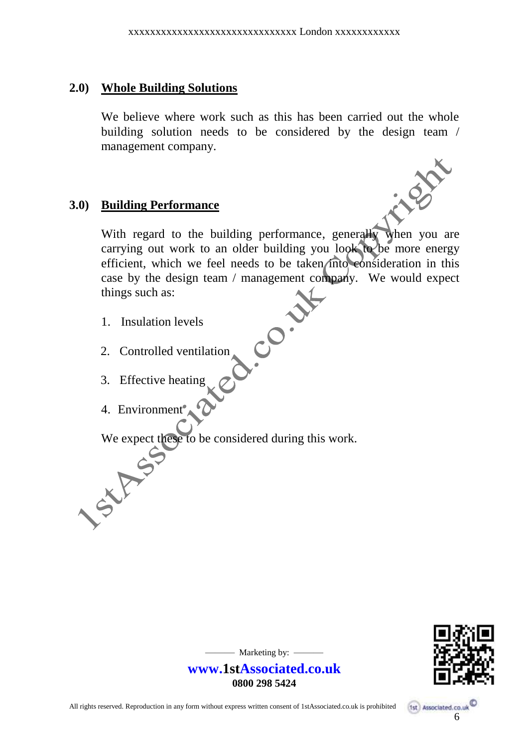## 2.0) Whole Building Solutions

We believe where work such as this has been carried out the whole building solution needs to be considered by the design team / management company.

## 3.0) Building Performance

With regard to the building performance, generally when you are carrying out work to an older building you look to be more energy efficient, which we feel needs to be taken into consideration in this case by the design team / management company. We would expect things such as:

1. Insulation levels
2. Controlled ventilation
3. Effective heating
4. Environment

We expect these to be considered during this work.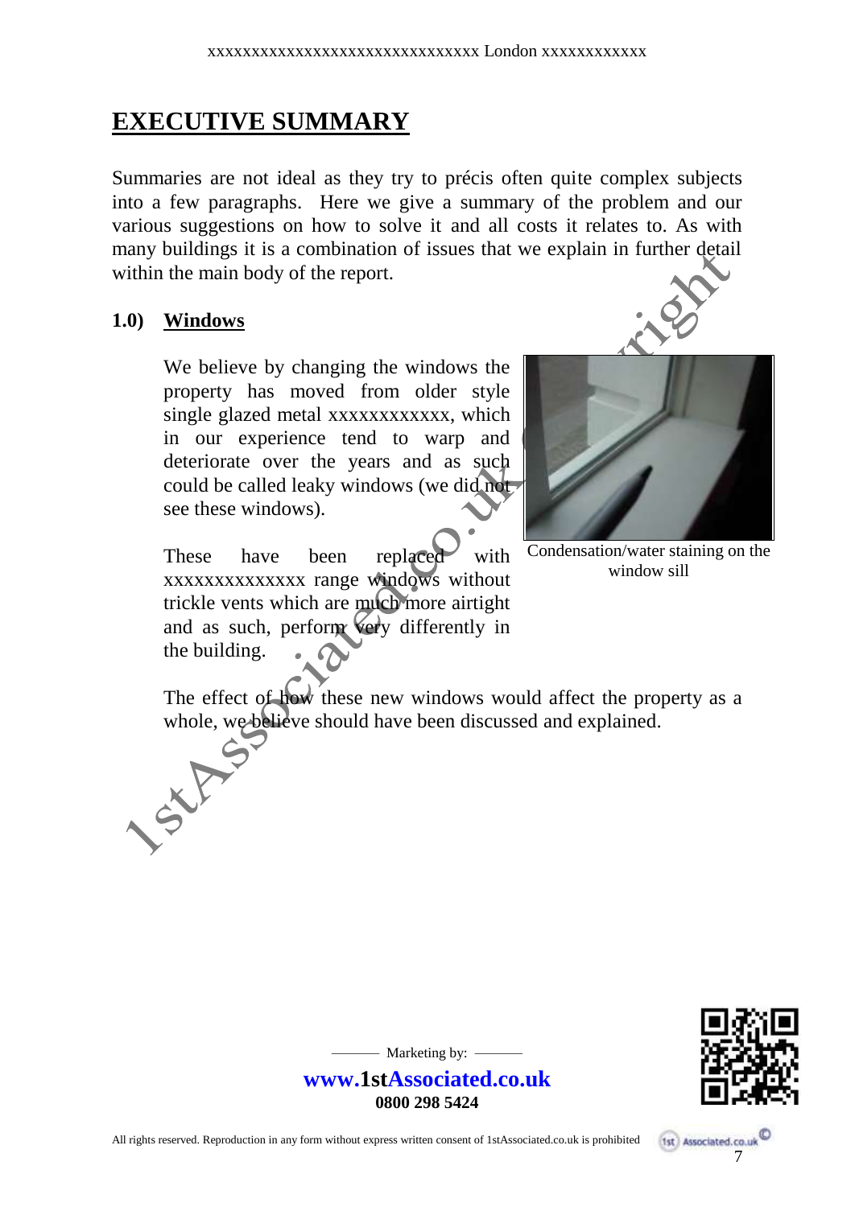# EXECUTIVE SUMMARY

Summaries are not ideal as they try to précis often quite complex subjects into a few paragraphs. Here we give a summary of the problem and our various suggestions on how to solve it and all costs it relates to. As with many buildings it is a combination of issues that we explain in further detail within the main body of the report.

## 1.0) Windows

We believe by changing the windows the property has moved from older style single glazed metal xxxxxxxxxxxx, which in our experience tend to warp and deteriorate over the years and as such could be called leaky windows (we did not see these windows).

Condensation/water staining on the window sill

These have been replaced with xxxxxxxxxxxxxx range windows without trickle vents which are much more airtight and as such, perform very differently in the building.

The effect of how these new windows would affect the property as a whole, we believe should have been discussed and explained.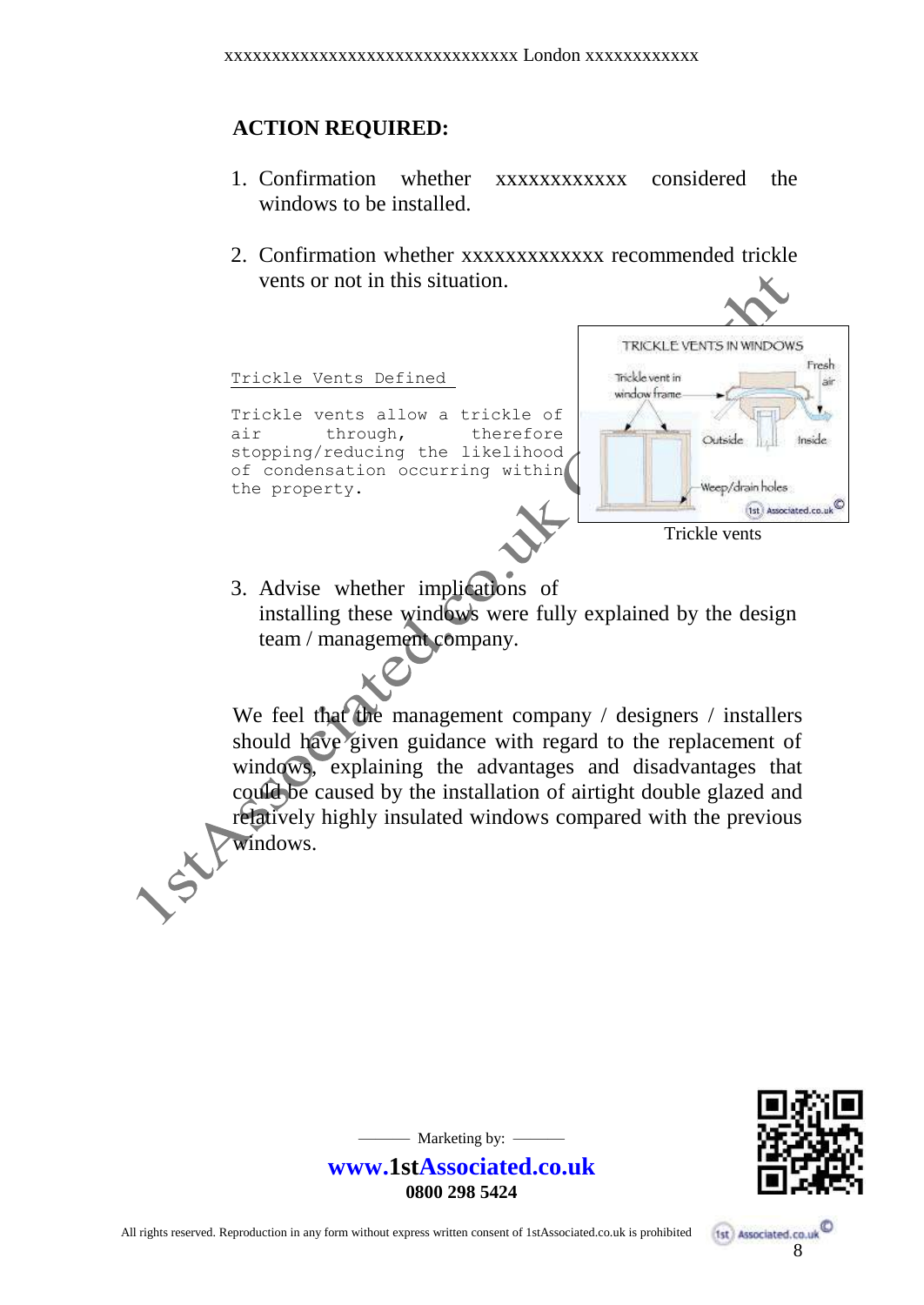## ACTION REQUIRED:

1. Confirmation whether xxxxxxxxxxxx considered the windows to be installed.

2. Confirmation whether xxxxxxxxxxxxx recommended trickle vents or not in this situation.

Trickle Vents Defined

Trickle vents allow a trickle of air through, therefore stopping/reducing the likelihood of condensation occurring within the property.

Trickle vents

3. Advise whether implications of installing these windows were fully explained by the design team / management company.

We feel that the management company / designers / installers should have given guidance with regard to the replacement of windows, explaining the advantages and disadvantages that could be caused by the installation of airtight double glazed and relatively highly insulated windows compared with the previous windows.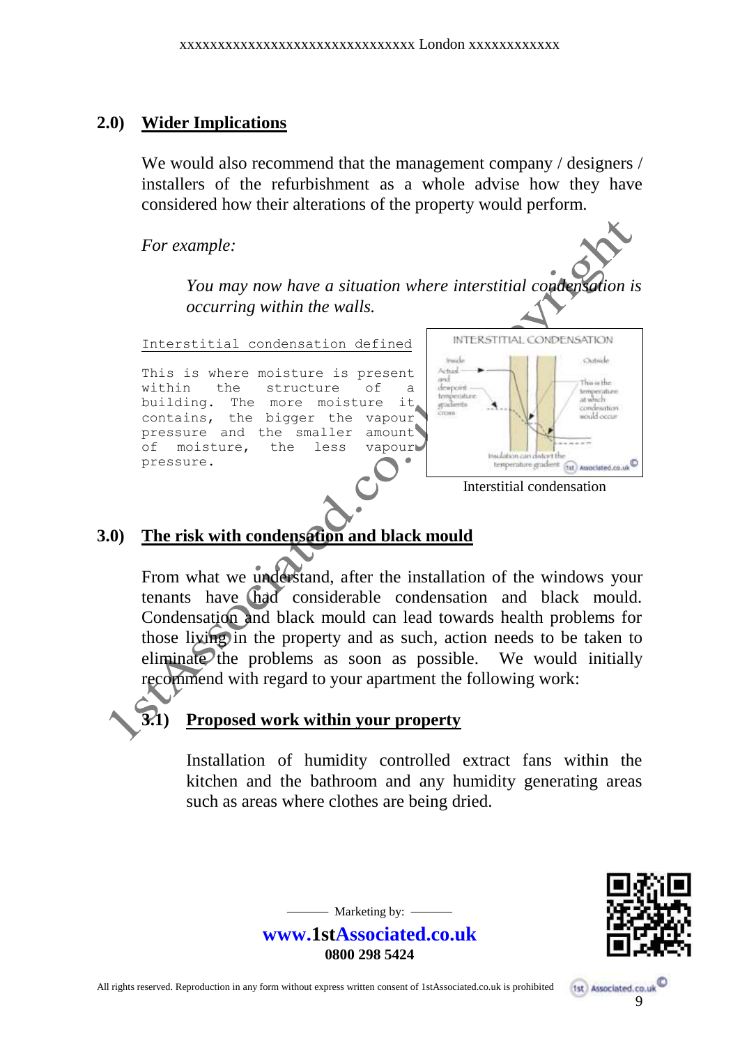## 2.0) Wider Implications

We would also recommend that the management company / designers / installers of the refurbishment as a whole advise how they have considered how their alterations of the property would perform.

*For example:*

> *You may now have a situation where interstitial condensation is occurring within the walls.*

```
Interstitial condensation defined

This is where moisture is present
within the structure of a
building. The more moisture it
contains, the bigger the vapour
pressure and the smaller amount
of moisture, the less vapour
pressure.
```

Interstitial condensation

## 3.0) The risk with condensation and black mould

From what we understand, after the installation of the windows your tenants have had considerable condensation and black mould. Condensation and black mould can lead towards health problems for those living in the property and as such, action needs to be taken to eliminate the problems as soon as possible. We would initially recommend with regard to your apartment the following work:

### 3.1) Proposed work within your property

Installation of humidity controlled extract fans within the kitchen and the bathroom and any humidity generating areas such as areas where clothes are being dried.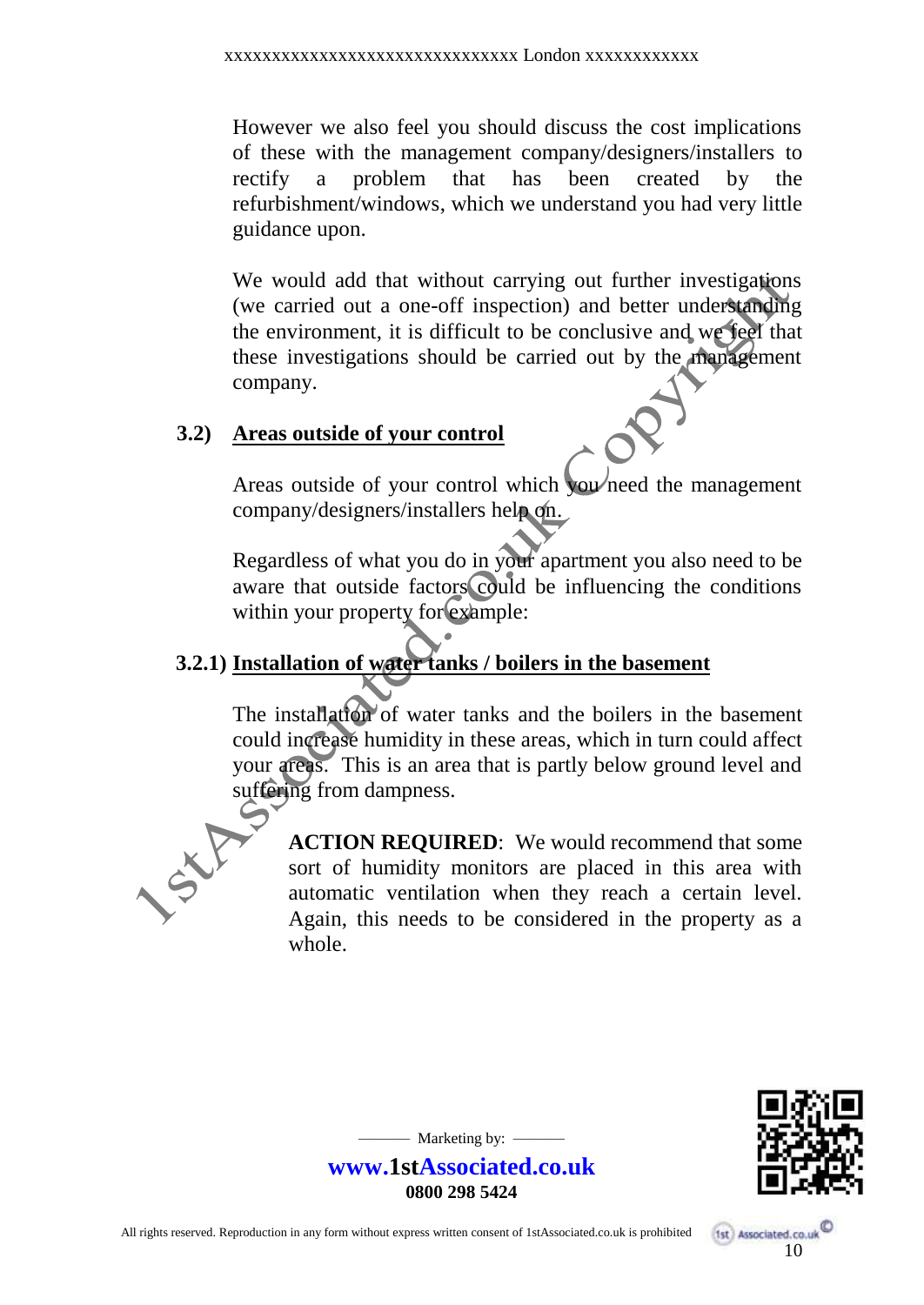However we also feel you should discuss the cost implications of these with the management company/designers/installers to rectify a problem that has been created by the refurbishment/windows, which we understand you had very little guidance upon.

We would add that without carrying out further investigations (we carried out a one-off inspection) and better understanding the environment, it is difficult to be conclusive and we feel that these investigations should be carried out by the management company.

### 3.2) Areas outside of your control

Areas outside of your control which you need the management company/designers/installers help on.

Regardless of what you do in your apartment you also need to be aware that outside factors could be influencing the conditions within your property for example:

#### 3.2.1) Installation of water tanks / boilers in the basement

The installation of water tanks and the boilers in the basement could increase humidity in these areas, which in turn could affect your areas. This is an area that is partly below ground level and suffering from dampness.

> **ACTION REQUIRED**: We would recommend that some sort of humidity monitors are placed in this area with automatic ventilation when they reach a certain level. Again, this needs to be considered in the property as a whole.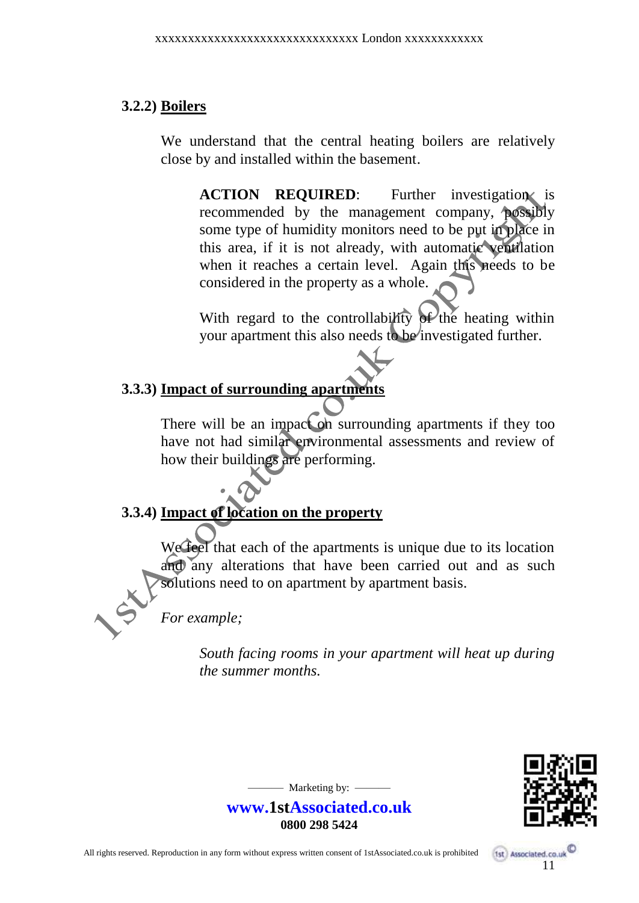### 3.2.2) <u>Boilers</u>

We understand that the central heating boilers are relatively close by and installed within the basement.

> **ACTION REQUIRED**: Further investigation is recommended by the management company, possibly some type of humidity monitors need to be put in place in this area, if it is not already, with automatic ventilation when it reaches a certain level. Again this needs to be considered in the property as a whole.
>
> With regard to the controllability of the heating within your apartment this also needs to be investigated further.

### 3.3.3) <u>Impact of surrounding apartments</u>

There will be an impact on surrounding apartments if they too have not had similar environmental assessments and review of how their buildings are performing.

### 3.3.4) <u>Impact of location on the property</u>

We feel that each of the apartments is unique due to its location and any alterations that have been carried out and as such solutions need to on apartment by apartment basis.

*For example;*

> *South facing rooms in your apartment will heat up during the summer months.*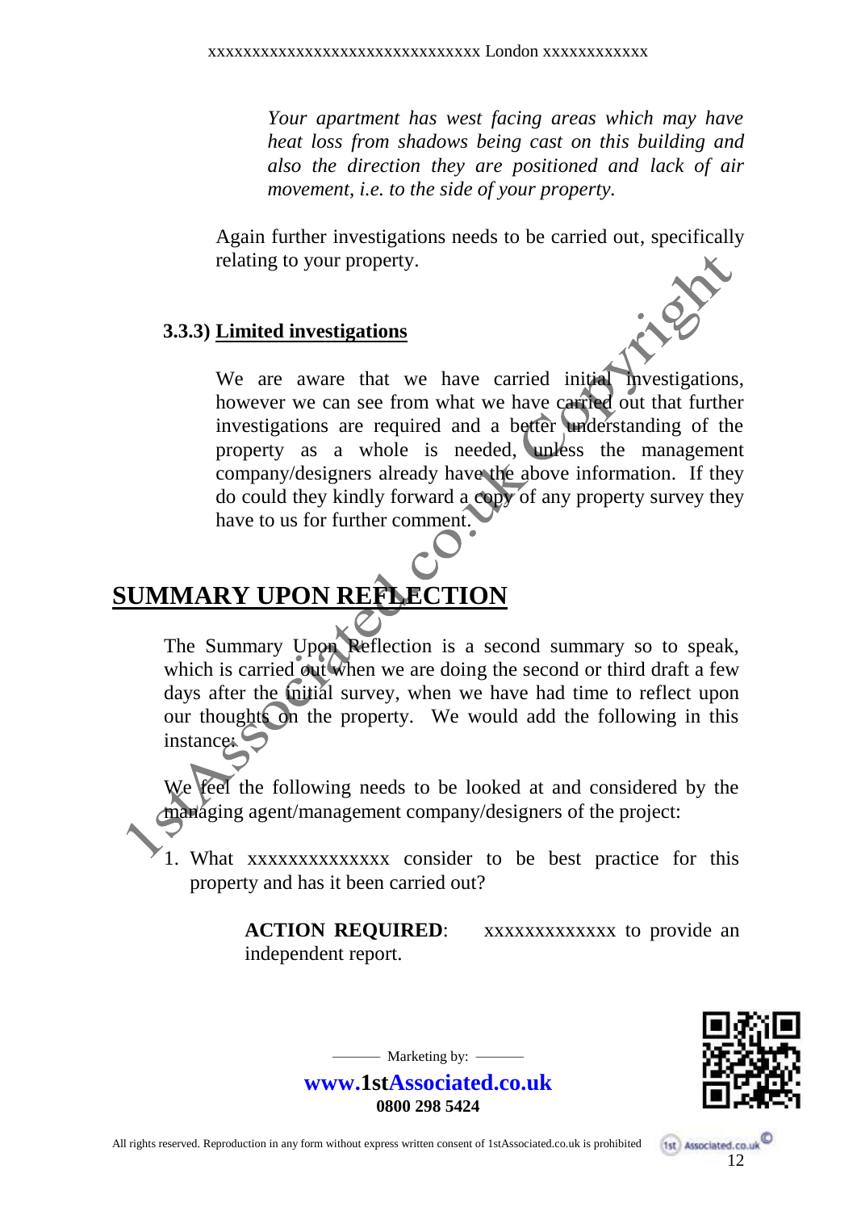*Your apartment has west facing areas which may have heat loss from shadows being cast on this building and also the direction they are positioned and lack of air movement, i.e. to the side of your property.*

Again further investigations needs to be carried out, specifically relating to your property.

### 3.3.3) Limited investigations

We are aware that we have carried initial investigations, however we can see from what we have carried out that further investigations are required and a better understanding of the property as a whole is needed, unless the management company/designers already have the above information. If they do could they kindly forward a copy of any property survey they have to us for further comment.

# SUMMARY UPON REFLECTION

The Summary Upon Reflection is a second summary so to speak, which is carried out when we are doing the second or third draft a few days after the initial survey, when we have had time to reflect upon our thoughts on the property. We would add the following in this instance:

We feel the following needs to be looked at and considered by the managing agent/management company/designers of the project:

1. What xxxxxxxxxxxxxx consider to be best practice for this property and has it been carried out?

    **ACTION REQUIRED**: xxxxxxxxxxxxx to provide an independent report.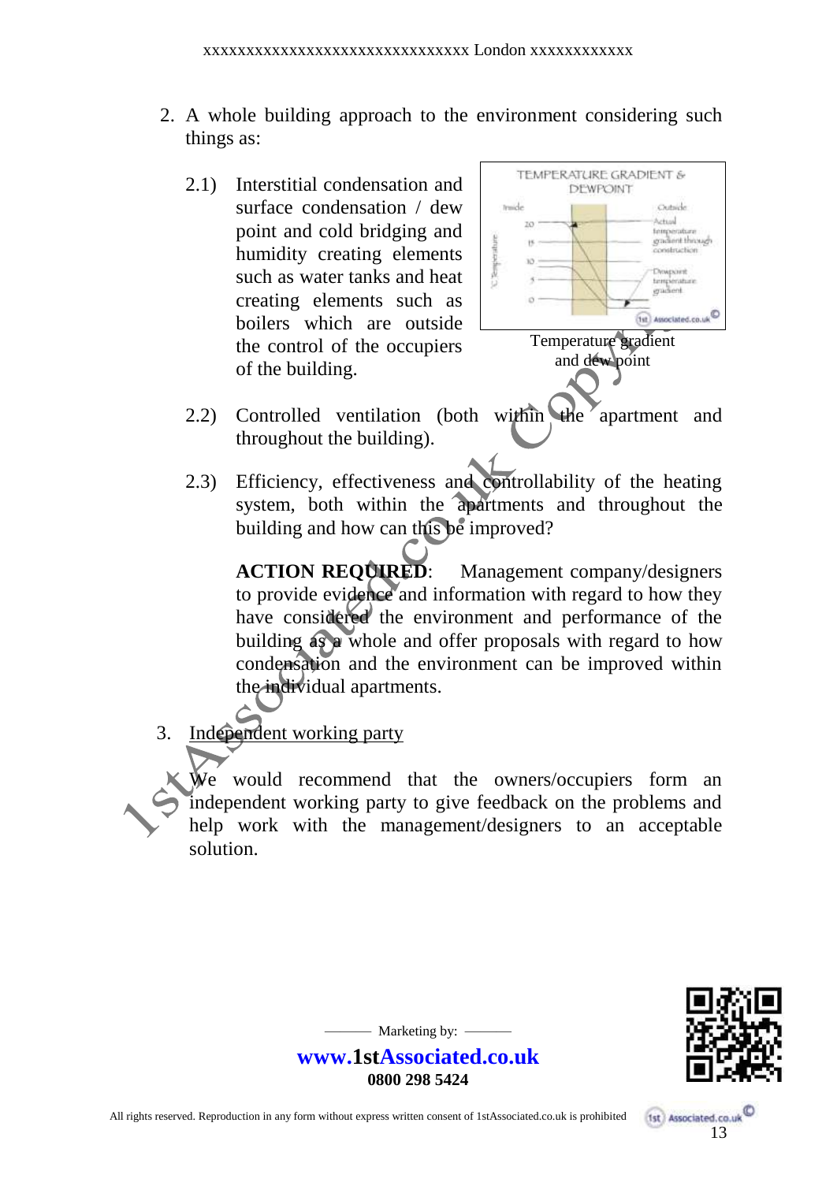2. A whole building approach to the environment considering such things as:

   2.1) Interstitial condensation and surface condensation / dew point and cold bridging and humidity creating elements such as water tanks and heat creating elements such as boilers which are outside the control of the occupiers of the building.

   Temperature gradient and dew point

   2.2) Controlled ventilation (both within the apartment and throughout the building).

   2.3) Efficiency, effectiveness and controllability of the heating system, both within the apartments and throughout the building and how can this be improved?

   **ACTION REQUIRED**: Management company/designers to provide evidence and information with regard to how they have considered the environment and performance of the building as a whole and offer proposals with regard to how condensation and the environment can be improved within the individual apartments.

3. <u>Independent working party</u>

   We would recommend that the owners/occupiers form an independent working party to give feedback on the problems and help work with the management/designers to an acceptable solution.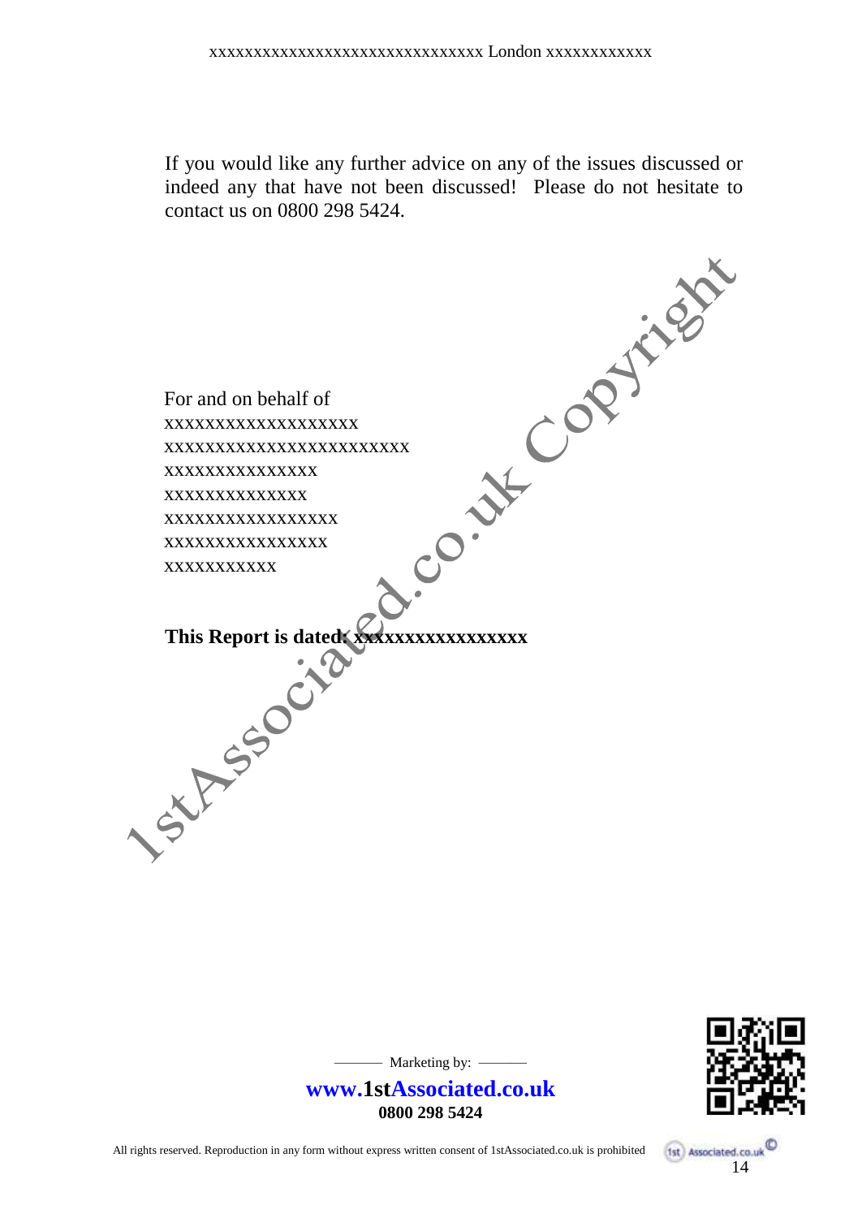If you would like any further advice on any of the issues discussed or indeed any that have not been discussed! Please do not hesitate to contact us on 0800 298 5424.

For and on behalf of
xxxxxxxxxxxxxxxxxxx
xxxxxxxxxxxxxxxxxxxxxxxx
xxxxxxxxxxxxxxx
xxxxxxxxxxxxxx
xxxxxxxxxxxxxxxxx
xxxxxxxxxxxxxxxx
xxxxxxxxxxx

**This Report is dated: xxxxxxxxxxxxxxxxx**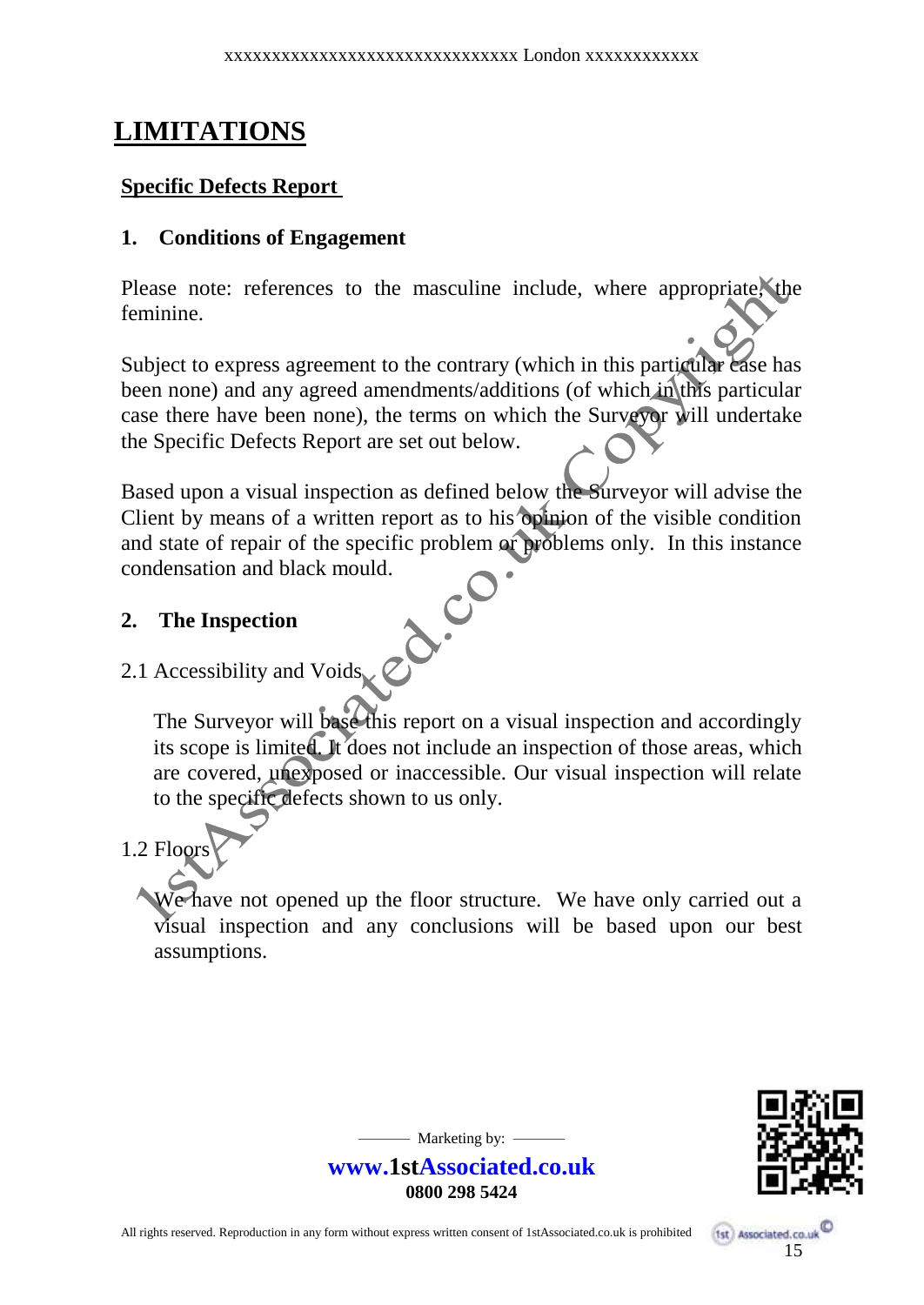# LIMITATIONS

## Specific Defects Report

### 1. Conditions of Engagement

Please note: references to the masculine include, where appropriate, the feminine.

Subject to express agreement to the contrary (which in this particular case has been none) and any agreed amendments/additions (of which in this particular case there have been none), the terms on which the Surveyor will undertake the Specific Defects Report are set out below.

Based upon a visual inspection as defined below the Surveyor will advise the Client by means of a written report as to his opinion of the visible condition and state of repair of the specific problem or problems only. In this instance condensation and black mould.

### 2. The Inspection

2.1 Accessibility and Voids

The Surveyor will base this report on a visual inspection and accordingly its scope is limited. It does not include an inspection of those areas, which are covered, unexposed or inaccessible. Our visual inspection will relate to the specific defects shown to us only.

1.2 Floors

We have not opened up the floor structure. We have only carried out a visual inspection and any conclusions will be based upon our best assumptions.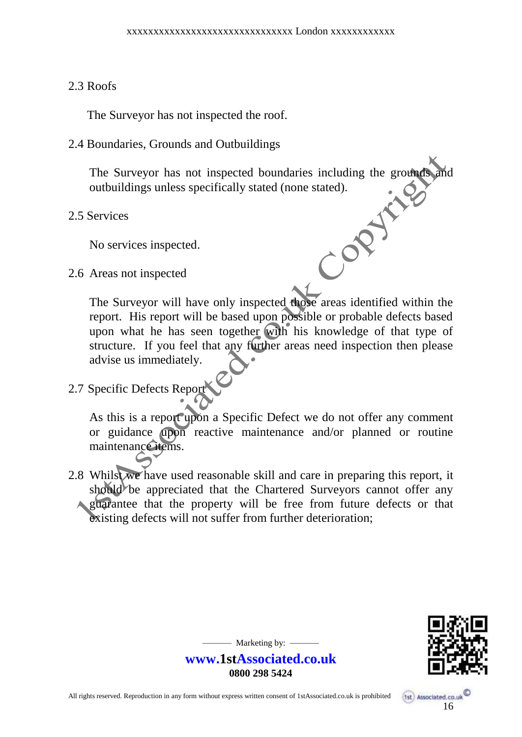2.3 Roofs

The Surveyor has not inspected the roof.

2.4 Boundaries, Grounds and Outbuildings

The Surveyor has not inspected boundaries including the grounds and outbuildings unless specifically stated (none stated).

2.5 Services

No services inspected.

2.6 Areas not inspected

The Surveyor will have only inspected those areas identified within the report. His report will be based upon possible or probable defects based upon what he has seen together with his knowledge of that type of structure. If you feel that any further areas need inspection then please advise us immediately.

2.7 Specific Defects Report

As this is a report upon a Specific Defect we do not offer any comment or guidance upon reactive maintenance and/or planned or routine maintenance items.

2.8 Whilst we have used reasonable skill and care in preparing this report, it should be appreciated that the Chartered Surveyors cannot offer any guarantee that the property will be free from future defects or that existing defects will not suffer from further deterioration;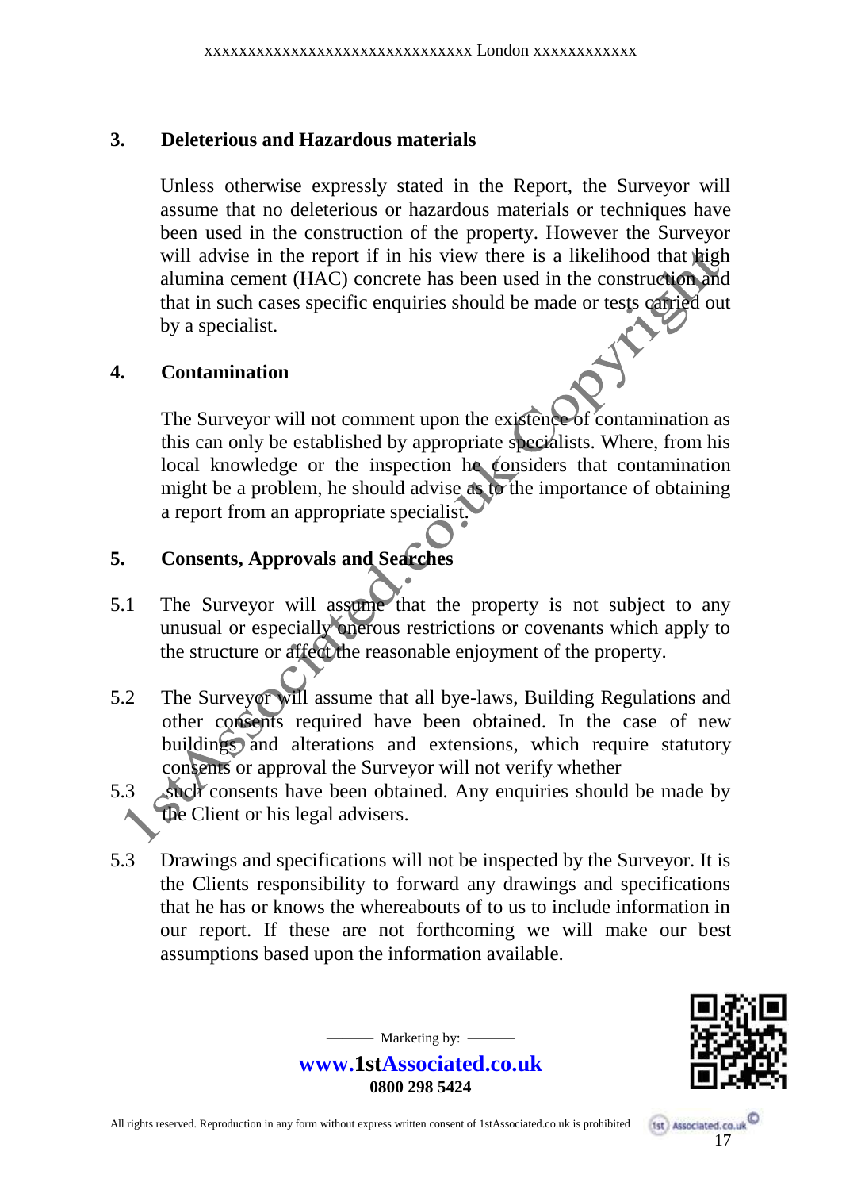## 3. Deleterious and Hazardous materials

Unless otherwise expressly stated in the Report, the Surveyor will assume that no deleterious or hazardous materials or techniques have been used in the construction of the property. However the Surveyor will advise in the report if in his view there is a likelihood that high alumina cement (HAC) concrete has been used in the construction and that in such cases specific enquiries should be made or tests carried out by a specialist.

## 4. Contamination

The Surveyor will not comment upon the existence of contamination as this can only be established by appropriate specialists. Where, from his local knowledge or the inspection he considers that contamination might be a problem, he should advise as to the importance of obtaining a report from an appropriate specialist.

## 5. Consents, Approvals and Searches

5.1 The Surveyor will assume that the property is not subject to any unusual or especially onerous restrictions or covenants which apply to the structure or affect the reasonable enjoyment of the property.

5.2 The Surveyor will assume that all bye-laws, Building Regulations and other consents required have been obtained. In the case of new buildings and alterations and extensions, which require statutory consents or approval the Surveyor will not verify whether

5.3 such consents have been obtained. Any enquiries should be made by the Client or his legal advisers.

5.3 Drawings and specifications will not be inspected by the Surveyor. It is the Clients responsibility to forward any drawings and specifications that he has or knows the whereabouts of to us to include information in our report. If these are not forthcoming we will make our best assumptions based upon the information available.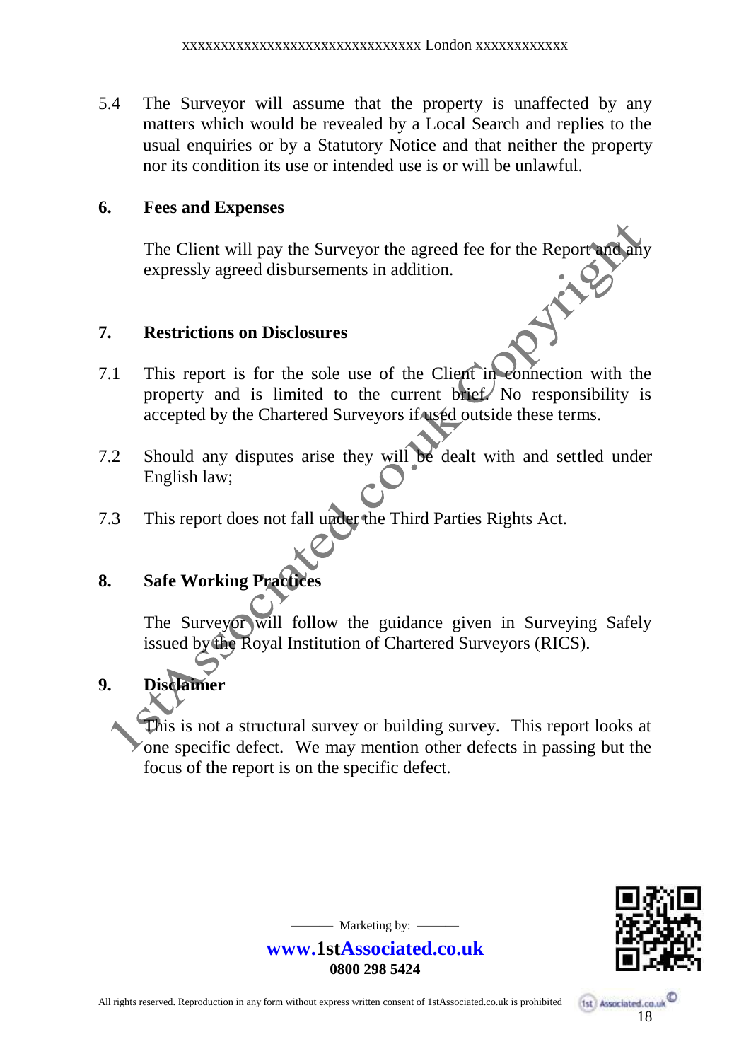5.4 The Surveyor will assume that the property is unaffected by any matters which would be revealed by a Local Search and replies to the usual enquiries or by a Statutory Notice and that neither the property nor its condition its use or intended use is or will be unlawful.

## 6. Fees and Expenses

The Client will pay the Surveyor the agreed fee for the Report and any expressly agreed disbursements in addition.

## 7. Restrictions on Disclosures

7.1 This report is for the sole use of the Client in connection with the property and is limited to the current brief. No responsibility is accepted by the Chartered Surveyors if used outside these terms.

7.2 Should any disputes arise they will be dealt with and settled under English law;

7.3 This report does not fall under the Third Parties Rights Act.

## 8. Safe Working Practices

The Surveyor will follow the guidance given in Surveying Safely issued by the Royal Institution of Chartered Surveyors (RICS).

## 9. Disclaimer

This is not a structural survey or building survey. This report looks at one specific defect. We may mention other defects in passing but the focus of the report is on the specific defect.